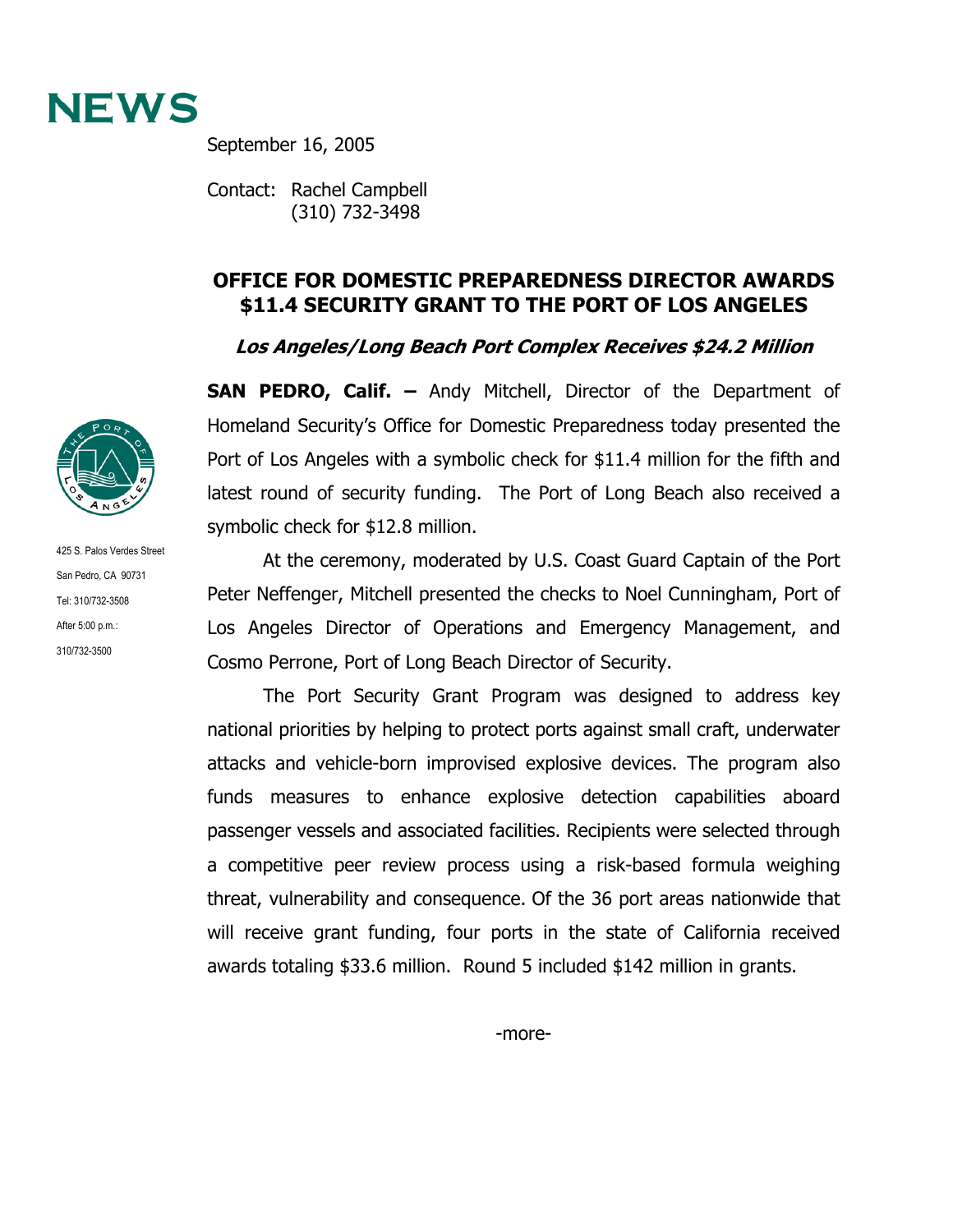# NEWS

September 16, 2005

Contact: Rachel Campbell
(310) 732-3498

425 S. Palos Verdes Street
San Pedro, CA 90731
Tel: 310/732-3508
After 5:00 p.m.:
310/732-3500

## OFFICE FOR DOMESTIC PREPAREDNESS DIRECTOR AWARDS $11.4 SECURITY GRANT TO THE PORT OF LOS ANGELES

### *Los Angeles/Long Beach Port Complex Receives $24.2 Million*

**SAN PEDRO, Calif. –** Andy Mitchell, Director of the Department of Homeland Security's Office for Domestic Preparedness today presented the Port of Los Angeles with a symbolic check for $11.4 million for the fifth and latest round of security funding. The Port of Long Beach also received a symbolic check for $12.8 million.

At the ceremony, moderated by U.S. Coast Guard Captain of the Port Peter Neffenger, Mitchell presented the checks to Noel Cunningham, Port of Los Angeles Director of Operations and Emergency Management, and Cosmo Perrone, Port of Long Beach Director of Security.

The Port Security Grant Program was designed to address key national priorities by helping to protect ports against small craft, underwater attacks and vehicle-born improvised explosive devices. The program also funds measures to enhance explosive detection capabilities aboard passenger vessels and associated facilities. Recipients were selected through a competitive peer review process using a risk-based formula weighing threat, vulnerability and consequence. Of the 36 port areas nationwide that will receive grant funding, four ports in the state of California received awards totaling $33.6 million. Round 5 included $142 million in grants.

-more-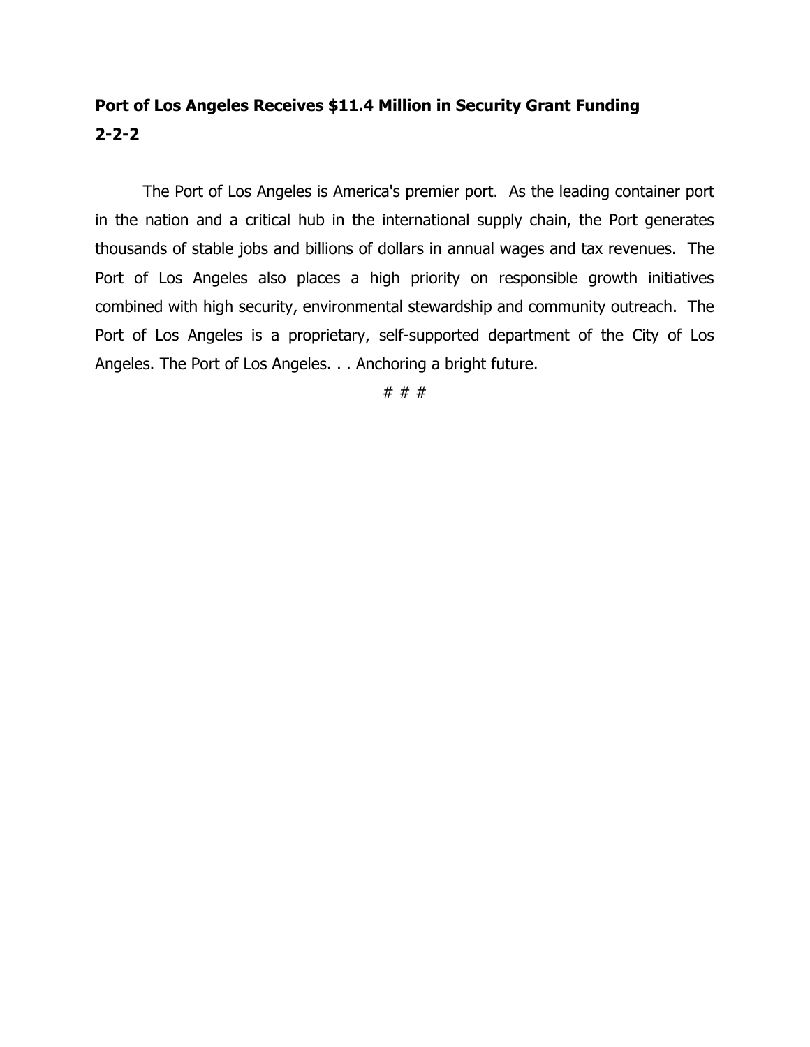The Port of Los Angeles is America's premier port. As the leading container port in the nation and a critical hub in the international supply chain, the Port generates thousands of stable jobs and billions of dollars in annual wages and tax revenues. The Port of Los Angeles also places a high priority on responsible growth initiatives combined with high security, environmental stewardship and community outreach. The Port of Los Angeles is a proprietary, self-supported department of the City of Los Angeles. The Port of Los Angeles. . . Anchoring a bright future.

# # #